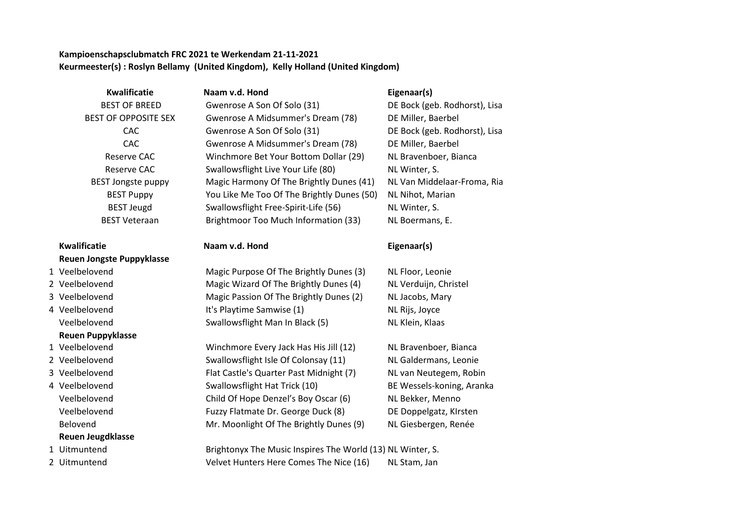**Kampioenschapsclubmatch FRC 2021 te Werkendam 21-11-2021**
**Keurmeester(s) : Roslyn Bellamy (United Kingdom), Kelly Holland (United Kingdom)**

| Kwalificatie | Naam v.d. Hond | Eigenaar(s) |
|---|---|---|
| BEST OF BREED | Gwenrose A Son Of Solo (31) | DE Bock (geb. Rodhorst), Lisa |
| BEST OF OPPOSITE SEX | Gwenrose A Midsummer's Dream (78) | DE Miller, Baerbel |
| CAC | Gwenrose A Son Of Solo (31) | DE Bock (geb. Rodhorst), Lisa |
| CAC | Gwenrose A Midsummer's Dream (78) | DE Miller, Baerbel |
| Reserve CAC | Winchmore Bet Your Bottom Dollar (29) | NL Bravenboer, Bianca |
| Reserve CAC | Swallowsflight Live Your Life (80) | NL Winter, S. |
| BEST Jongste puppy | Magic Harmony Of The Brightly Dunes (41) | NL Van Middelaar-Froma, Ria |
| BEST Puppy | You Like Me Too Of The Brightly Dunes (50) | NL Nihot, Marian |
| BEST Jeugd | Swallowsflight Free-Spirit-Life (56) | NL Winter, S. |
| BEST Veteraan | Brightmoor Too Much Information (33) | NL Boermans, E. |

| | Kwalificatie | Naam v.d. Hond | Eigenaar(s) |
|---|---|---|---|
| | **Reuen Jongste Puppyklasse** | | |
| 1 | Veelbelovend | Magic Purpose Of The Brightly Dunes (3) | NL Floor, Leonie |
| 2 | Veelbelovend | Magic Wizard Of The Brightly Dunes (4) | NL Verduijn, Christel |
| 3 | Veelbelovend | Magic Passion Of The Brightly Dunes (2) | NL Jacobs, Mary |
| 4 | Veelbelovend | It's Playtime Samwise (1) | NL Rijs, Joyce |
| | Veelbelovend | Swallowsflight Man In Black (5) | NL Klein, Klaas |
| | **Reuen Puppyklasse** | | |
| 1 | Veelbelovend | Winchmore Every Jack Has His Jill (12) | NL Bravenboer, Bianca |
| 2 | Veelbelovend | Swallowsflight Isle Of Colonsay (11) | NL Galdermans, Leonie |
| 3 | Veelbelovend | Flat Castle's Quarter Past Midnight (7) | NL van Neutegem, Robin |
| 4 | Veelbelovend | Swallowsflight Hat Trick (10) | BE Wessels-koning, Aranka |
| | Veelbelovend | Child Of Hope Denzel's Boy Oscar (6) | NL Bekker, Menno |
| | Veelbelovend | Fuzzy Flatmate Dr. George Duck (8) | DE Doppelgatz, KIrsten |
| | Belovend | Mr. Moonlight Of The Brightly Dunes (9) | NL Giesbergen, Renée |
| | **Reuen Jeugdklasse** | | |
| 1 | Uitmuntend | Brightonyx The Music Inspires The World (13) | NL Winter, S. |
| 2 | Uitmuntend | Velvet Hunters Here Comes The Nice (16) | NL Stam, Jan |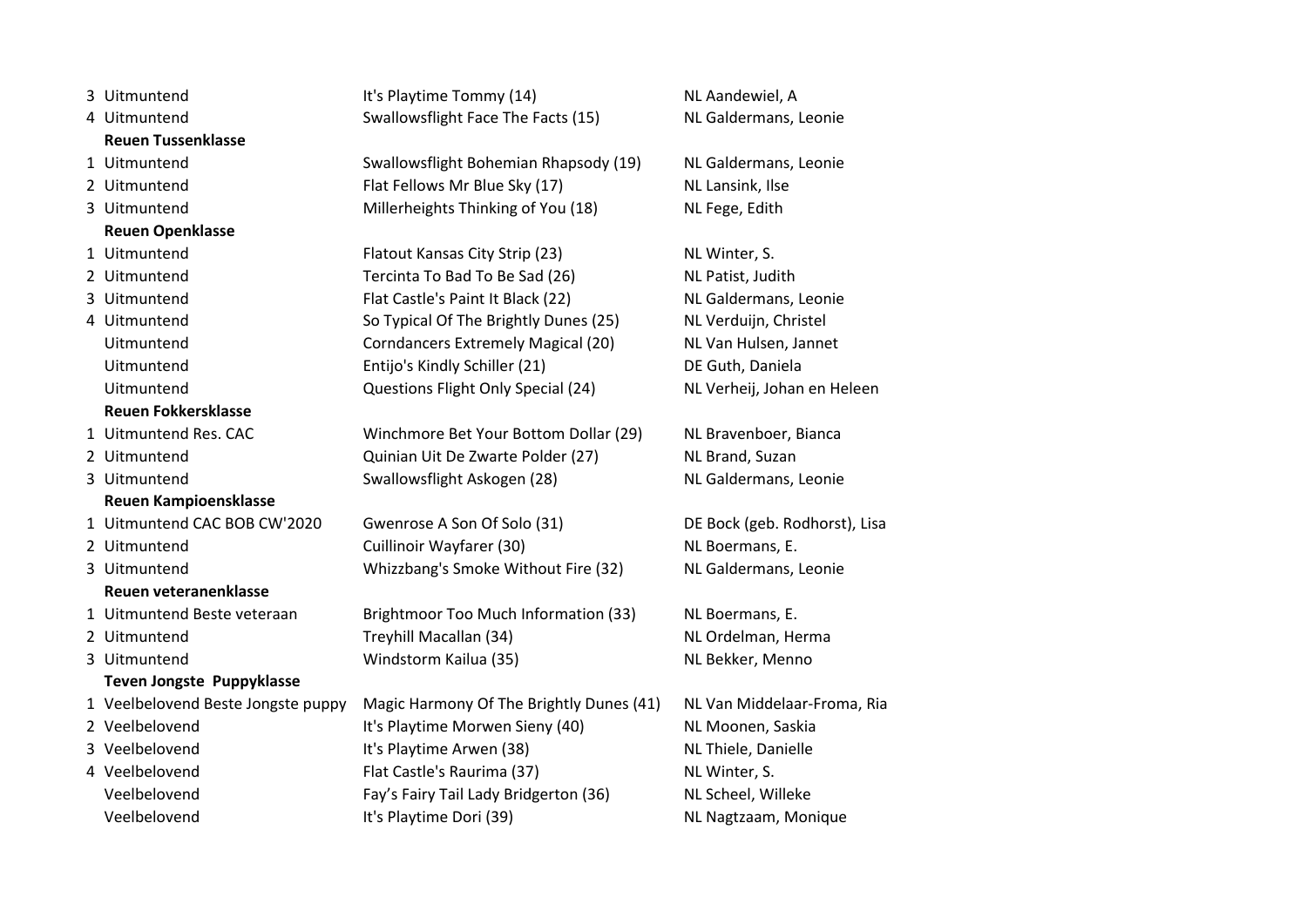| | | | |
|---|---|---|---|
| 3 | Uitmuntend | It's Playtime Tommy (14) | NL Aandewiel, A |
| 4 | Uitmuntend | Swallowsflight Face The Facts (15) | NL Galdermans, Leonie |
| | **Reuen Tussenklasse** | | |
| 1 | Uitmuntend | Swallowsflight Bohemian Rhapsody (19) | NL Galdermans, Leonie |
| 2 | Uitmuntend | Flat Fellows Mr Blue Sky (17) | NL Lansink, Ilse |
| 3 | Uitmuntend | Millerheights Thinking of You (18) | NL Fege, Edith |
| | **Reuen Openklasse** | | |
| 1 | Uitmuntend | Flatout Kansas City Strip (23) | NL Winter, S. |
| 2 | Uitmuntend | Tercinta To Bad To Be Sad (26) | NL Patist, Judith |
| 3 | Uitmuntend | Flat Castle's Paint It Black (22) | NL Galdermans, Leonie |
| 4 | Uitmuntend | So Typical Of The Brightly Dunes (25) | NL Verduijn, Christel |
| | Uitmuntend | Corndancers Extremely Magical (20) | NL Van Hulsen, Jannet |
| | Uitmuntend | Entijo's Kindly Schiller (21) | DE Guth, Daniela |
| | Uitmuntend | Questions Flight Only Special (24) | NL Verheij, Johan en Heleen |
| | **Reuen Fokkersklasse** | | |
| 1 | Uitmuntend Res. CAC | Winchmore Bet Your Bottom Dollar (29) | NL Bravenboer, Bianca |
| 2 | Uitmuntend | Quinian Uit De Zwarte Polder (27) | NL Brand, Suzan |
| 3 | Uitmuntend | Swallowsflight Askogen (28) | NL Galdermans, Leonie |
| | **Reuen Kampioensklasse** | | |
| 1 | Uitmuntend CAC BOB CW'2020 | Gwenrose A Son Of Solo (31) | DE Bock (geb. Rodhorst), Lisa |
| 2 | Uitmuntend | Cuillinoir Wayfarer (30) | NL Boermans, E. |
| 3 | Uitmuntend | Whizzbang's Smoke Without Fire (32) | NL Galdermans, Leonie |
| | **Reuen veteranenklasse** | | |
| 1 | Uitmuntend Beste veteraan | Brightmoor Too Much Information (33) | NL Boermans, E. |
| 2 | Uitmuntend | Treyhill Macallan (34) | NL Ordelman, Herma |
| 3 | Uitmuntend | Windstorm Kailua (35) | NL Bekker, Menno |
| | **Teven Jongste Puppyklasse** | | |
| 1 | Veelbelovend Beste Jongste puppy | Magic Harmony Of The Brightly Dunes (41) | NL Van Middelaar-Froma, Ria |
| 2 | Veelbelovend | It's Playtime Morwen Sieny (40) | NL Moonen, Saskia |
| 3 | Veelbelovend | It's Playtime Arwen (38) | NL Thiele, Danielle |
| 4 | Veelbelovend | Flat Castle's Raurima (37) | NL Winter, S. |
| | Veelbelovend | Fay's Fairy Tail Lady Bridgerton (36) | NL Scheel, Willeke |
| | Veelbelovend | It's Playtime Dori (39) | NL Nagtzaam, Monique |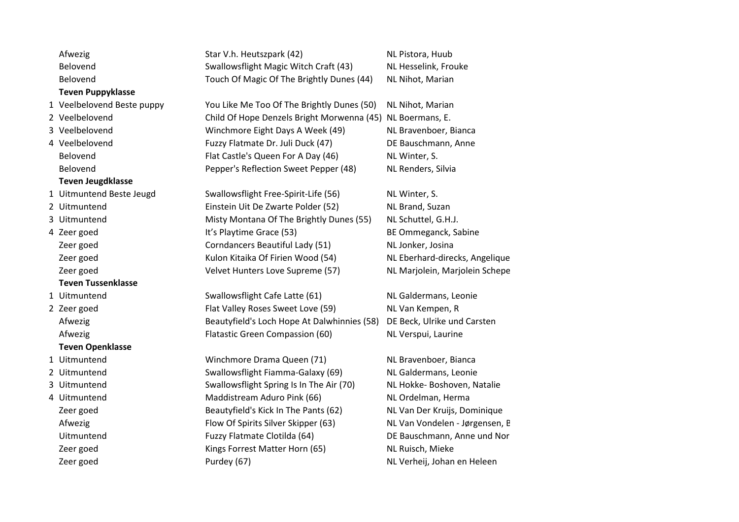| | | | |
|---|---|---|---|
| | Afwezig | Star V.h. Heutszpark (42) | NL Pistora, Huub |
| | Belovend | Swallowsflight Magic Witch Craft (43) | NL Hesselink, Frouke |
| | Belovend | Touch Of Magic Of The Brightly Dunes (44) | NL Nihot, Marian |
| | **Teven Puppyklasse** | | |
| 1 | Veelbelovend Beste puppy | You Like Me Too Of The Brightly Dunes (50) | NL Nihot, Marian |
| 2 | Veelbelovend | Child Of Hope Denzels Bright Morwenna (45) | NL Boermans, E. |
| 3 | Veelbelovend | Winchmore Eight Days A Week (49) | NL Bravenboer, Bianca |
| 4 | Veelbelovend | Fuzzy Flatmate Dr. Juli Duck (47) | DE Bauschmann, Anne |
| | Belovend | Flat Castle's Queen For A Day (46) | NL Winter, S. |
| | Belovend | Pepper's Reflection Sweet Pepper (48) | NL Renders, Silvia |
| | **Teven Jeugdklasse** | | |
| 1 | Uitmuntend Beste Jeugd | Swallowsflight Free-Spirit-Life (56) | NL Winter, S. |
| 2 | Uitmuntend | Einstein Uit De Zwarte Polder (52) | NL Brand, Suzan |
| 3 | Uitmuntend | Misty Montana Of The Brightly Dunes (55) | NL Schuttel, G.H.J. |
| 4 | Zeer goed | It's Playtime Grace (53) | BE Ommeganck, Sabine |
| | Zeer goed | Corndancers Beautiful Lady (51) | NL Jonker, Josina |
| | Zeer goed | Kulon Kitaika Of Firien Wood (54) | NL Eberhard-direcks, Angelique |
| | Zeer goed | Velvet Hunters Love Supreme (57) | NL Marjolein, Marjolein Schepe |
| | **Teven Tussenklasse** | | |
| 1 | Uitmuntend | Swallowsflight Cafe Latte (61) | NL Galdermans, Leonie |
| 2 | Zeer goed | Flat Valley Roses Sweet Love (59) | NL Van Kempen, R |
| | Afwezig | Beautyfield's Loch Hope At Dalwhinnies (58) | DE Beck, Ulrike und Carsten |
| | Afwezig | Flatastic Green Compassion (60) | NL Verspui, Laurine |
| | **Teven Openklasse** | | |
| 1 | Uitmuntend | Winchmore Drama Queen (71) | NL Bravenboer, Bianca |
| 2 | Uitmuntend | Swallowsflight Fiamma-Galaxy (69) | NL Galdermans, Leonie |
| 3 | Uitmuntend | Swallowsflight Spring Is In The Air (70) | NL Hokke- Boshoven, Natalie |
| 4 | Uitmuntend | Maddistream Aduro Pink (66) | NL Ordelman, Herma |
| | Zeer goed | Beautyfield's Kick In The Pants (62) | NL Van Der Kruijs, Dominique |
| | Afwezig | Flow Of Spirits Silver Skipper (63) | NL Van Vondelen - Jørgensen, B |
| | Uitmuntend | Fuzzy Flatmate Clotilda (64) | DE Bauschmann, Anne und Nor |
| | Zeer goed | Kings Forrest Matter Horn (65) | NL Ruisch, Mieke |
| | Zeer goed | Purdey (67) | NL Verheij, Johan en Heleen |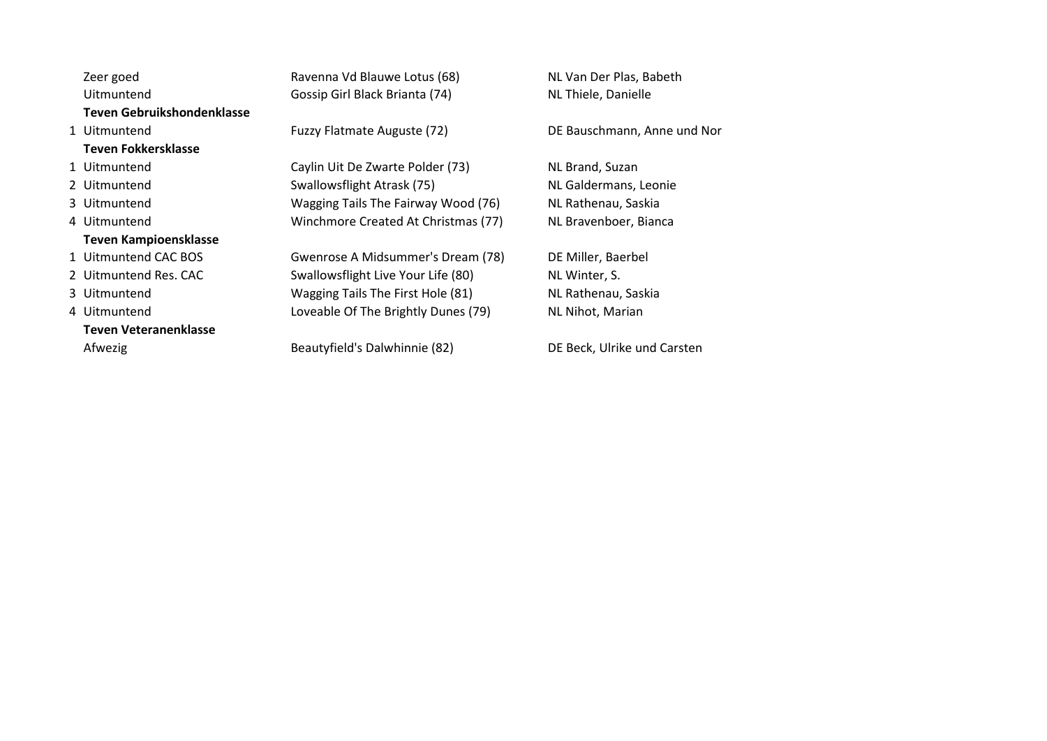| | | | |
|---|---|---|---|
| | Zeer goed | Ravenna Vd Blauwe Lotus (68) | NL Van Der Plas, Babeth |
| | Uitmuntend | Gossip Girl Black Brianta (74) | NL Thiele, Danielle |
| | **Teven Gebruikshondenklasse** | | |
| 1 | Uitmuntend | Fuzzy Flatmate Auguste (72) | DE Bauschmann, Anne und Nor |
| | **Teven Fokkersklasse** | | |
| 1 | Uitmuntend | Caylin Uit De Zwarte Polder (73) | NL Brand, Suzan |
| 2 | Uitmuntend | Swallowsflight Atrask (75) | NL Galdermans, Leonie |
| 3 | Uitmuntend | Wagging Tails The Fairway Wood (76) | NL Rathenau, Saskia |
| 4 | Uitmuntend | Winchmore Created At Christmas (77) | NL Bravenboer, Bianca |
| | **Teven Kampioensklasse** | | |
| 1 | Uitmuntend CAC BOS | Gwenrose A Midsummer's Dream (78) | DE Miller, Baerbel |
| 2 | Uitmuntend Res. CAC | Swallowsflight Live Your Life (80) | NL Winter, S. |
| 3 | Uitmuntend | Wagging Tails The First Hole (81) | NL Rathenau, Saskia |
| 4 | Uitmuntend | Loveable Of The Brightly Dunes (79) | NL Nihot, Marian |
| | **Teven Veteranenklasse** | | |
| | Afwezig | Beautyfield's Dalwhinnie (82) | DE Beck, Ulrike und Carsten |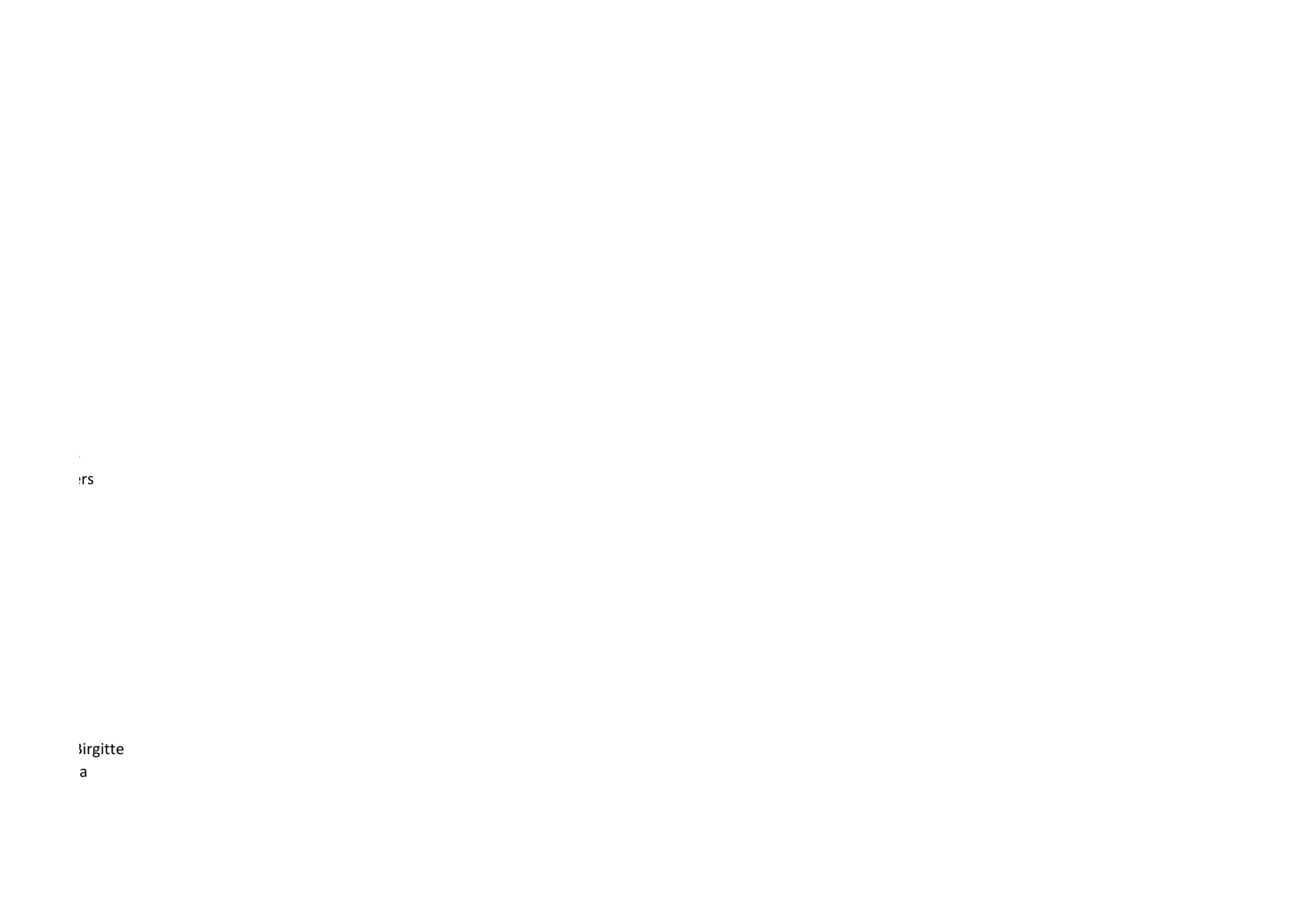ers

Birgitte
a